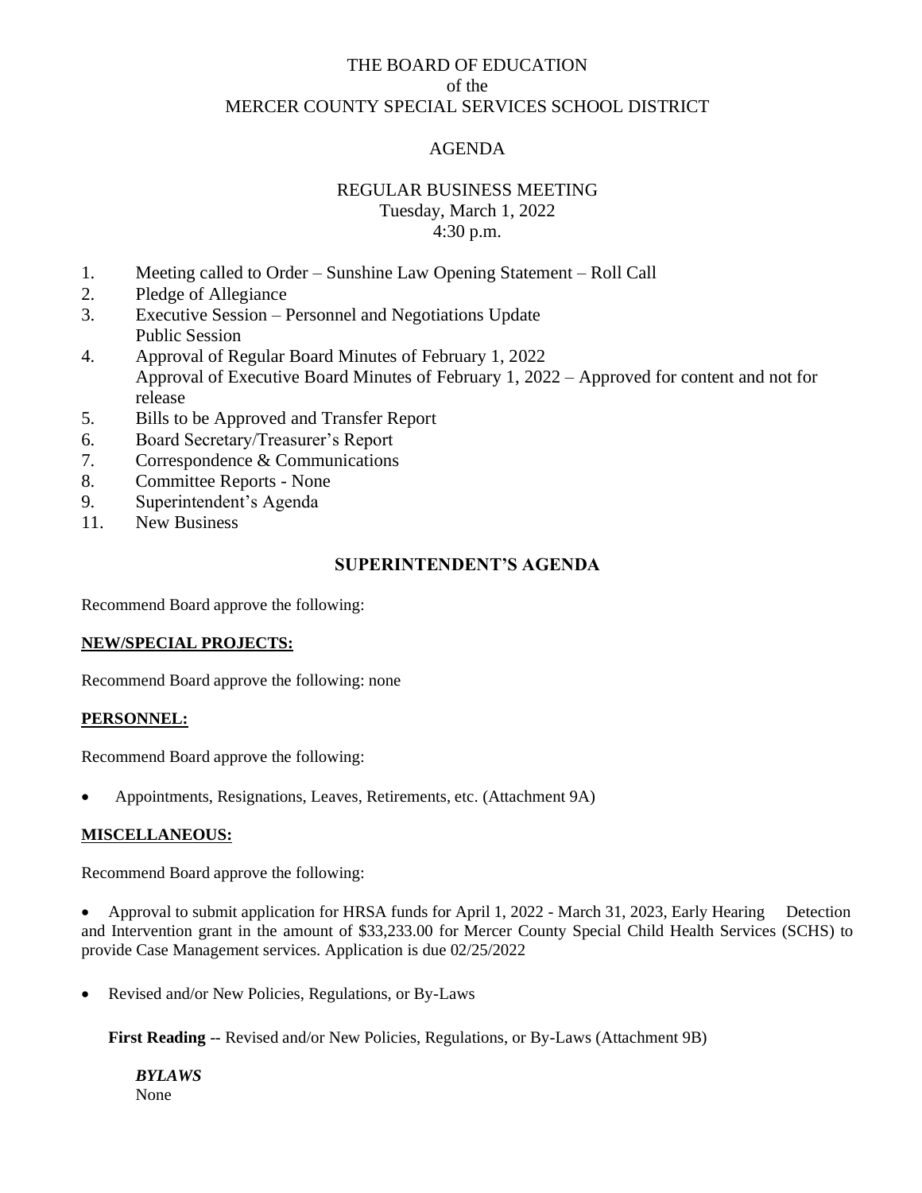# THE BOARD OF EDUCATION
of the
# MERCER COUNTY SPECIAL SERVICES SCHOOL DISTRICT

## AGENDA

## REGULAR BUSINESS MEETING
Tuesday, March 1, 2022
4:30 p.m.

1. Meeting called to Order – Sunshine Law Opening Statement – Roll Call
2. Pledge of Allegiance
3. Executive Session – Personnel and Negotiations Update
   Public Session
4. Approval of Regular Board Minutes of February 1, 2022
   Approval of Executive Board Minutes of February 1, 2022 – Approved for content and not for release
5. Bills to be Approved and Transfer Report
6. Board Secretary/Treasurer's Report
7. Correspondence & Communications
8. Committee Reports - None
9. Superintendent's Agenda
11. New Business

## SUPERINTENDENT'S AGENDA

Recommend Board approve the following:

**NEW/SPECIAL PROJECTS:**

Recommend Board approve the following: none

**PERSONNEL:**

Recommend Board approve the following:

- Appointments, Resignations, Leaves, Retirements, etc. (Attachment 9A)

**MISCELLANEOUS:**

Recommend Board approve the following:

- Approval to submit application for HRSA funds for April 1, 2022 - March 31, 2023, Early Hearing Detection and Intervention grant in the amount of $33,233.00 for Mercer County Special Child Health Services (SCHS) to provide Case Management services. Application is due 02/25/2022

- Revised and/or New Policies, Regulations, or By-Laws

  **First Reading** -- Revised and/or New Policies, Regulations, or By-Laws (Attachment 9B)

  ***BYLAWS***
  None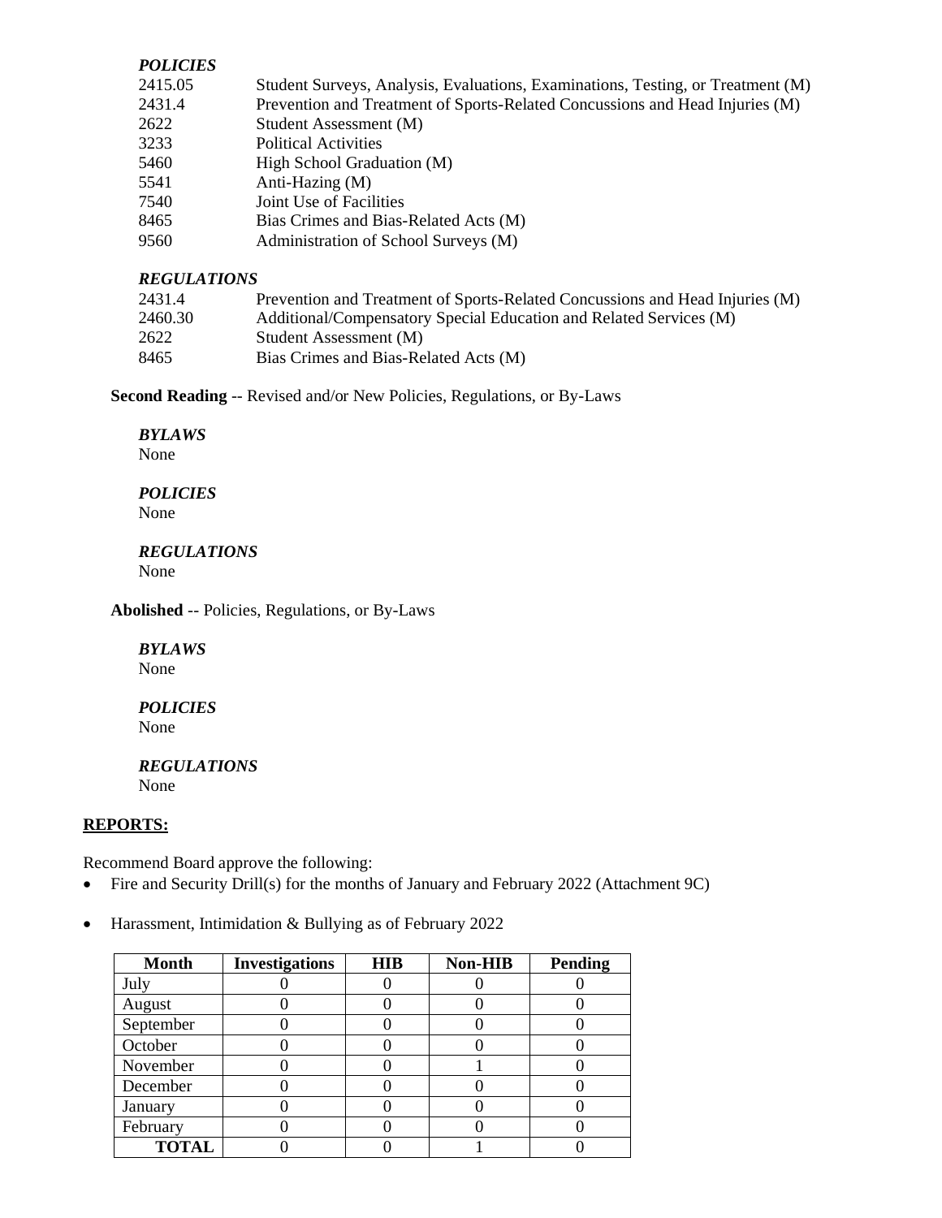*POLICIES*

| | |
|---|---|
| 2415.05 | Student Surveys, Analysis, Evaluations, Examinations, Testing, or Treatment (M) |
| 2431.4 | Prevention and Treatment of Sports-Related Concussions and Head Injuries (M) |
| 2622 | Student Assessment (M) |
| 3233 | Political Activities |
| 5460 | High School Graduation (M) |
| 5541 | Anti-Hazing (M) |
| 7540 | Joint Use of Facilities |
| 8465 | Bias Crimes and Bias-Related Acts (M) |
| 9560 | Administration of School Surveys (M) |

*REGULATIONS*

| | |
|---|---|
| 2431.4 | Prevention and Treatment of Sports-Related Concussions and Head Injuries (M) |
| 2460.30 | Additional/Compensatory Special Education and Related Services (M) |
| 2622 | Student Assessment (M) |
| 8465 | Bias Crimes and Bias-Related Acts (M) |

**Second Reading** -- Revised and/or New Policies, Regulations, or By-Laws

*BYLAWS*
None

*POLICIES*
None

*REGULATIONS*
None

**Abolished** -- Policies, Regulations, or By-Laws

*BYLAWS*
None

*POLICIES*
None

*REGULATIONS*
None

**REPORTS:**

Recommend Board approve the following:

- Fire and Security Drill(s) for the months of January and February 2022 (Attachment 9C)
- Harassment, Intimidation & Bullying as of February 2022

| Month | Investigations | HIB | Non-HIB | Pending |
|---|---|---|---|---|
| July | 0 | 0 | 0 | 0 |
| August | 0 | 0 | 0 | 0 |
| September | 0 | 0 | 0 | 0 |
| October | 0 | 0 | 0 | 0 |
| November | 0 | 0 | 1 | 0 |
| December | 0 | 0 | 0 | 0 |
| January | 0 | 0 | 0 | 0 |
| February | 0 | 0 | 0 | 0 |
| **TOTAL** | 0 | 0 | 1 | 0 |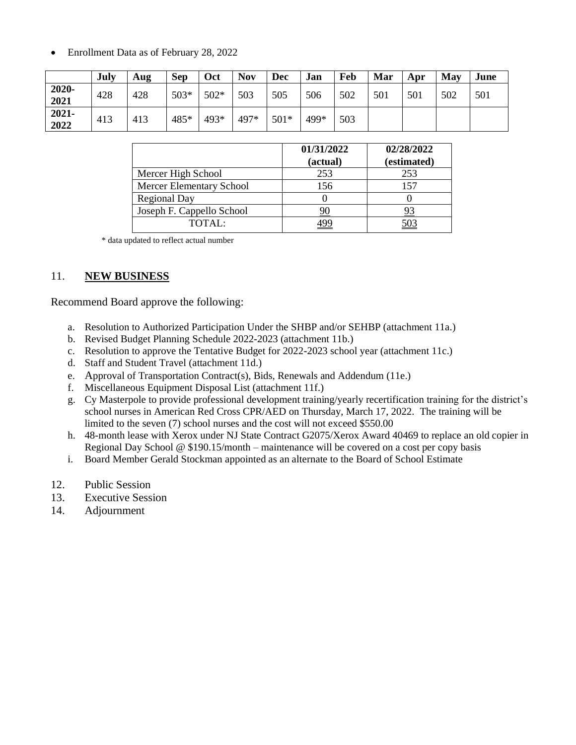- Enrollment Data as of February 28, 2022

| | July | Aug | Sep | Oct | Nov | Dec | Jan | Feb | Mar | Apr | May | June |
|---|---|---|---|---|---|---|---|---|---|---|---|---|
| **2020-2021** | 428 | 428 | 503* | 502* | 503 | 505 | 506 | 502 | 501 | 501 | 502 | 501 |
| **2021-2022** | 413 | 413 | 485* | 493* | 497* | 501* | 499* | 503 | | | | |

| | **01/31/2022 (actual)** | **02/28/2022 (estimated)** |
|---|---|---|
| Mercer High School | 253 | 253 |
| Mercer Elementary School | 156 | 157 |
| Regional Day | 0 | 0 |
| Joseph F. Cappello School | 90 | 93 |
| TOTAL: | 499 | 503 |

\* data updated to reflect actual number

## 11. **NEW BUSINESS**

Recommend Board approve the following:

a. Resolution to Authorized Participation Under the SHBP and/or SEHBP (attachment 11a.)
b. Revised Budget Planning Schedule 2022-2023 (attachment 11b.)
c. Resolution to approve the Tentative Budget for 2022-2023 school year (attachment 11c.)
d. Staff and Student Travel (attachment 11d.)
e. Approval of Transportation Contract(s), Bids, Renewals and Addendum (11e.)
f. Miscellaneous Equipment Disposal List (attachment 11f.)
g. Cy Masterpole to provide professional development training/yearly recertification training for the district's school nurses in American Red Cross CPR/AED on Thursday, March 17, 2022. The training will be limited to the seven (7) school nurses and the cost will not exceed $550.00
h. 48-month lease with Xerox under NJ State Contract G2075/Xerox Award 40469 to replace an old copier in Regional Day School @ $190.15/month – maintenance will be covered on a cost per copy basis
i. Board Member Gerald Stockman appointed as an alternate to the Board of School Estimate

12. Public Session
13. Executive Session
14. Adjournment